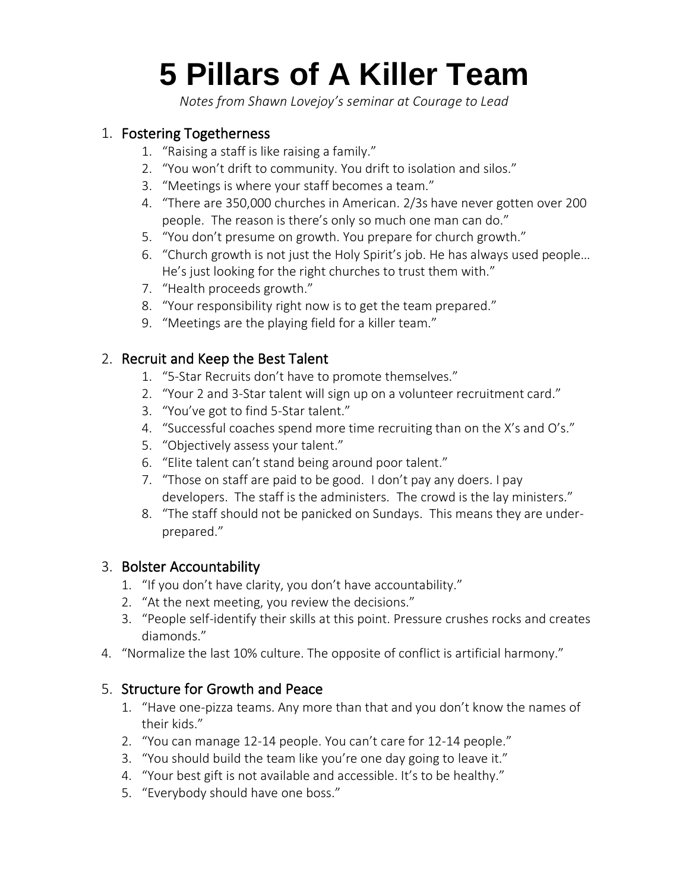# 5 Pillars of A Killer Team

*Notes from Shawn Lovejoy's seminar at Courage to Lead*

1. ## Fostering Togetherness
    1. "Raising a staff is like raising a family."
    2. "You won't drift to community. You drift to isolation and silos."
    3. "Meetings is where your staff becomes a team."
    4. "There are 350,000 churches in American. 2/3s have never gotten over 200 people. The reason is there's only so much one man can do."
    5. "You don't presume on growth. You prepare for church growth."
    6. "Church growth is not just the Holy Spirit's job. He has always used people… He's just looking for the right churches to trust them with."
    7. "Health proceeds growth."
    8. "Your responsibility right now is to get the team prepared."
    9. "Meetings are the playing field for a killer team."

2. ## Recruit and Keep the Best Talent
    1. "5-Star Recruits don't have to promote themselves."
    2. "Your 2 and 3-Star talent will sign up on a volunteer recruitment card."
    3. "You've got to find 5-Star talent."
    4. "Successful coaches spend more time recruiting than on the X's and O's."
    5. "Objectively assess your talent."
    6. "Elite talent can't stand being around poor talent."
    7. "Those on staff are paid to be good. I don't pay any doers. I pay developers. The staff is the administers. The crowd is the lay ministers."
    8. "The staff should not be panicked on Sundays. This means they are under-prepared."

3. ## Bolster Accountability
    1. "If you don't have clarity, you don't have accountability."
    2. "At the next meeting, you review the decisions."
    3. "People self-identify their skills at this point. Pressure crushes rocks and creates diamonds."

4. "Normalize the last 10% culture. The opposite of conflict is artificial harmony."

5. ## Structure for Growth and Peace
    1. "Have one-pizza teams. Any more than that and you don't know the names of their kids."
    2. "You can manage 12-14 people. You can't care for 12-14 people."
    3. "You should build the team like you're one day going to leave it."
    4. "Your best gift is not available and accessible. It's to be healthy."
    5. "Everybody should have one boss."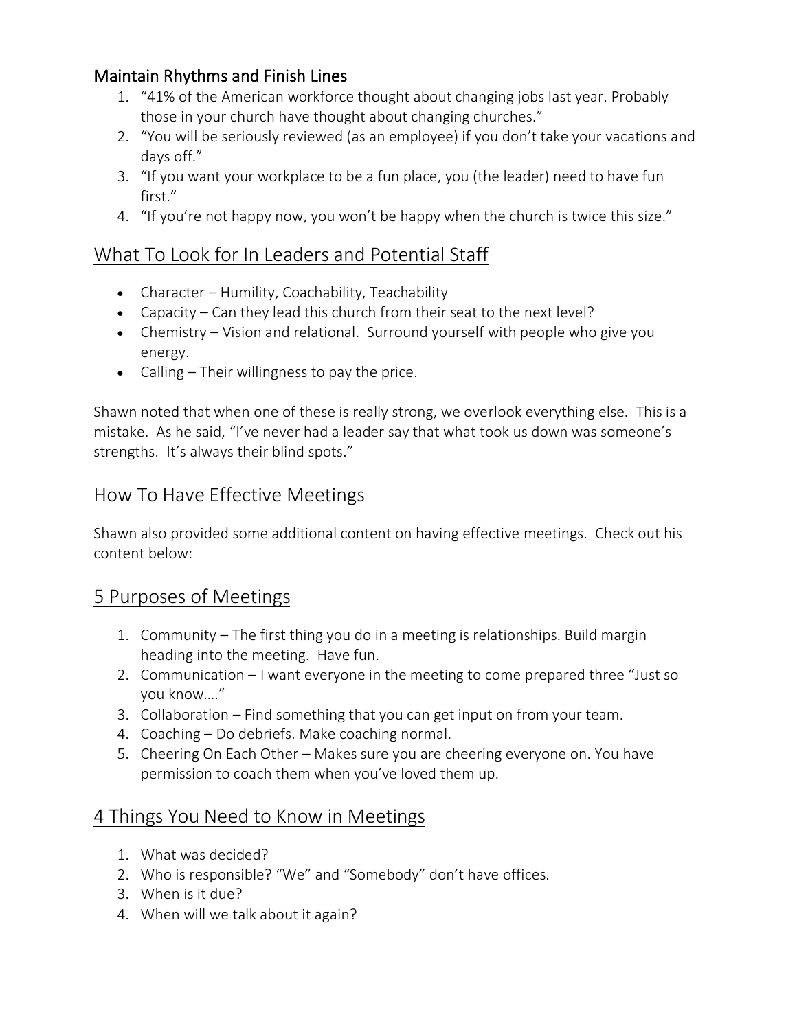### Maintain Rhythms and Finish Lines

1. "41% of the American workforce thought about changing jobs last year. Probably those in your church have thought about changing churches."
2. "You will be seriously reviewed (as an employee) if you don't take your vacations and days off."
3. "If you want your workplace to be a fun place, you (the leader) need to have fun first."
4. "If you're not happy now, you won't be happy when the church is twice this size."

## What To Look for In Leaders and Potential Staff

- Character – Humility, Coachability, Teachability
- Capacity – Can they lead this church from their seat to the next level?
- Chemistry – Vision and relational. Surround yourself with people who give you energy.
- Calling – Their willingness to pay the price.

Shawn noted that when one of these is really strong, we overlook everything else. This is a mistake. As he said, "I've never had a leader say that what took us down was someone's strengths. It's always their blind spots."

## How To Have Effective Meetings

Shawn also provided some additional content on having effective meetings. Check out his content below:

## 5 Purposes of Meetings

1. Community – The first thing you do in a meeting is relationships. Build margin heading into the meeting. Have fun.
2. Communication – I want everyone in the meeting to come prepared three "Just so you know…."
3. Collaboration – Find something that you can get input on from your team.
4. Coaching – Do debriefs. Make coaching normal.
5. Cheering On Each Other – Makes sure you are cheering everyone on. You have permission to coach them when you've loved them up.

## 4 Things You Need to Know in Meetings

1. What was decided?
2. Who is responsible? "We" and "Somebody" don't have offices.
3. When is it due?
4. When will we talk about it again?